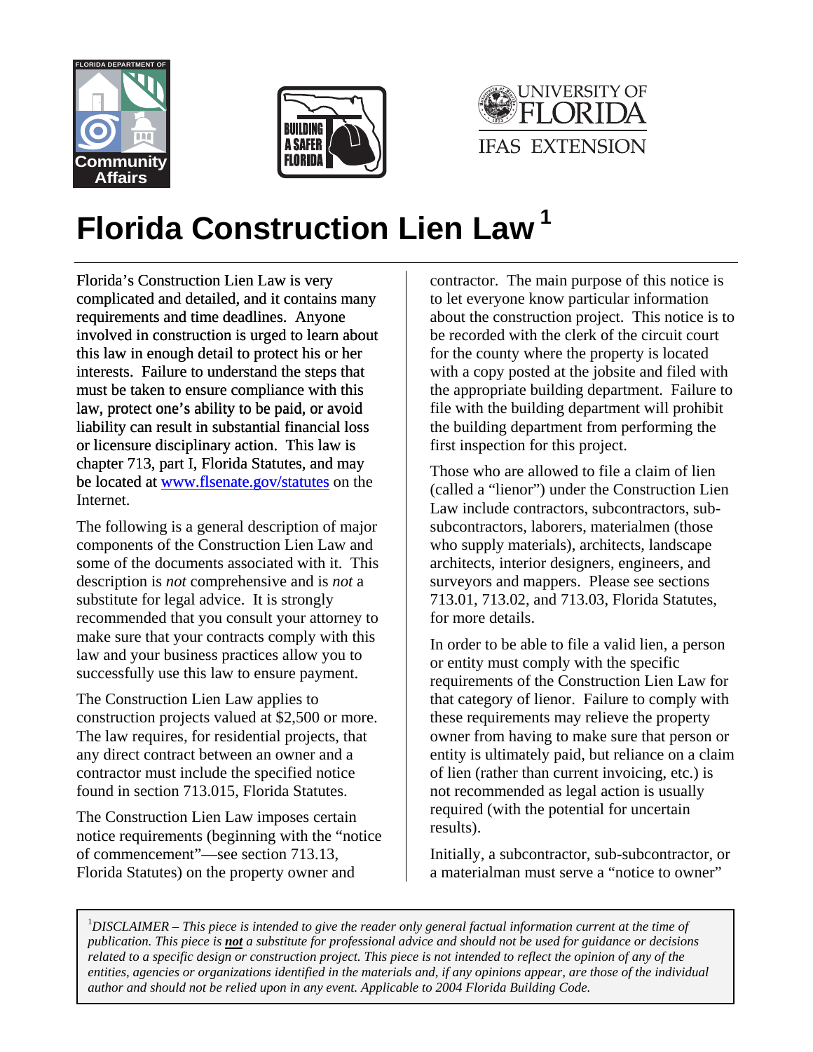# Florida Construction Lien Law [1]

Florida's Construction Lien Law is very complicated and detailed, and it contains many requirements and time deadlines. Anyone involved in construction is urged to learn about this law in enough detail to protect his or her interests. Failure to understand the steps that must be taken to ensure compliance with this law, protect one's ability to be paid, or avoid liability can result in substantial financial loss or licensure disciplinary action. This law is chapter 713, part I, Florida Statutes, and may be located at [www.flsenate.gov/statutes](http://www.flsenate.gov/statutes) on the Internet.

The following is a general description of major components of the Construction Lien Law and some of the documents associated with it. This description is *not* comprehensive and is *not* a substitute for legal advice. It is strongly recommended that you consult your attorney to make sure that your contracts comply with this law and your business practices allow you to successfully use this law to ensure payment.

The Construction Lien Law applies to construction projects valued at $2,500 or more. The law requires, for residential projects, that any direct contract between an owner and a contractor must include the specified notice found in section 713.015, Florida Statutes.

The Construction Lien Law imposes certain notice requirements (beginning with the "notice of commencement"—see section 713.13, Florida Statutes) on the property owner and contractor. The main purpose of this notice is to let everyone know particular information about the construction project. This notice is to be recorded with the clerk of the circuit court for the county where the property is located with a copy posted at the jobsite and filed with the appropriate building department. Failure to file with the building department will prohibit the building department from performing the first inspection for this project.

Those who are allowed to file a claim of lien (called a "lienor") under the Construction Lien Law include contractors, subcontractors, sub-subcontractors, laborers, materialmen (those who supply materials), architects, landscape architects, interior designers, engineers, and surveyors and mappers. Please see sections 713.01, 713.02, and 713.03, Florida Statutes, for more details.

In order to be able to file a valid lien, a person or entity must comply with the specific requirements of the Construction Lien Law for that category of lienor. Failure to comply with these requirements may relieve the property owner from having to make sure that person or entity is ultimately paid, but reliance on a claim of lien (rather than current invoicing, etc.) is not recommended as legal action is usually required (with the potential for uncertain results).

Initially, a subcontractor, sub-subcontractor, or a materialman must serve a "notice to owner"

---

[1] *DISCLAIMER – This piece is intended to give the reader only general factual information current at the time of publication. This piece is **not** a substitute for professional advice and should not be used for guidance or decisions related to a specific design or construction project. This piece is not intended to reflect the opinion of any of the entities, agencies or organizations identified in the materials and, if any opinions appear, are those of the individual author and should not be relied upon in any event. Applicable to 2004 Florida Building Code.*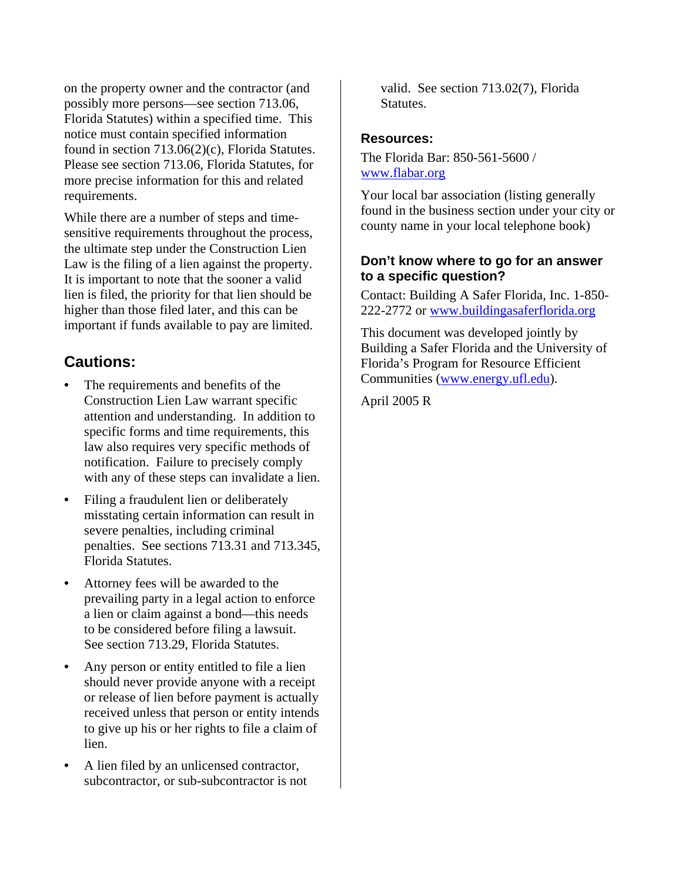on the property owner and the contractor (and possibly more persons—see section 713.06, Florida Statutes) within a specified time. This notice must contain specified information found in section 713.06(2)(c), Florida Statutes. Please see section 713.06, Florida Statutes, for more precise information for this and related requirements.

While there are a number of steps and time-sensitive requirements throughout the process, the ultimate step under the Construction Lien Law is the filing of a lien against the property. It is important to note that the sooner a valid lien is filed, the priority for that lien should be higher than those filed later, and this can be important if funds available to pay are limited.

## Cautions:

- The requirements and benefits of the Construction Lien Law warrant specific attention and understanding. In addition to specific forms and time requirements, this law also requires very specific methods of notification. Failure to precisely comply with any of these steps can invalidate a lien.
- Filing a fraudulent lien or deliberately misstating certain information can result in severe penalties, including criminal penalties. See sections 713.31 and 713.345, Florida Statutes.
- Attorney fees will be awarded to the prevailing party in a legal action to enforce a lien or claim against a bond—this needs to be considered before filing a lawsuit. See section 713.29, Florida Statutes.
- Any person or entity entitled to file a lien should never provide anyone with a receipt or release of lien before payment is actually received unless that person or entity intends to give up his or her rights to file a claim of lien.
- A lien filed by an unlicensed contractor, subcontractor, or sub-subcontractor is not valid. See section 713.02(7), Florida Statutes.

### Resources:

The Florida Bar: 850-561-5600 / www.flabar.org

Your local bar association (listing generally found in the business section under your city or county name in your local telephone book)

### Don't know where to go for an answer to a specific question?

Contact: Building A Safer Florida, Inc. 1-850-222-2772 or www.buildingasaferflorida.org

This document was developed jointly by Building a Safer Florida and the University of Florida's Program for Resource Efficient Communities (www.energy.ufl.edu).

April 2005 R